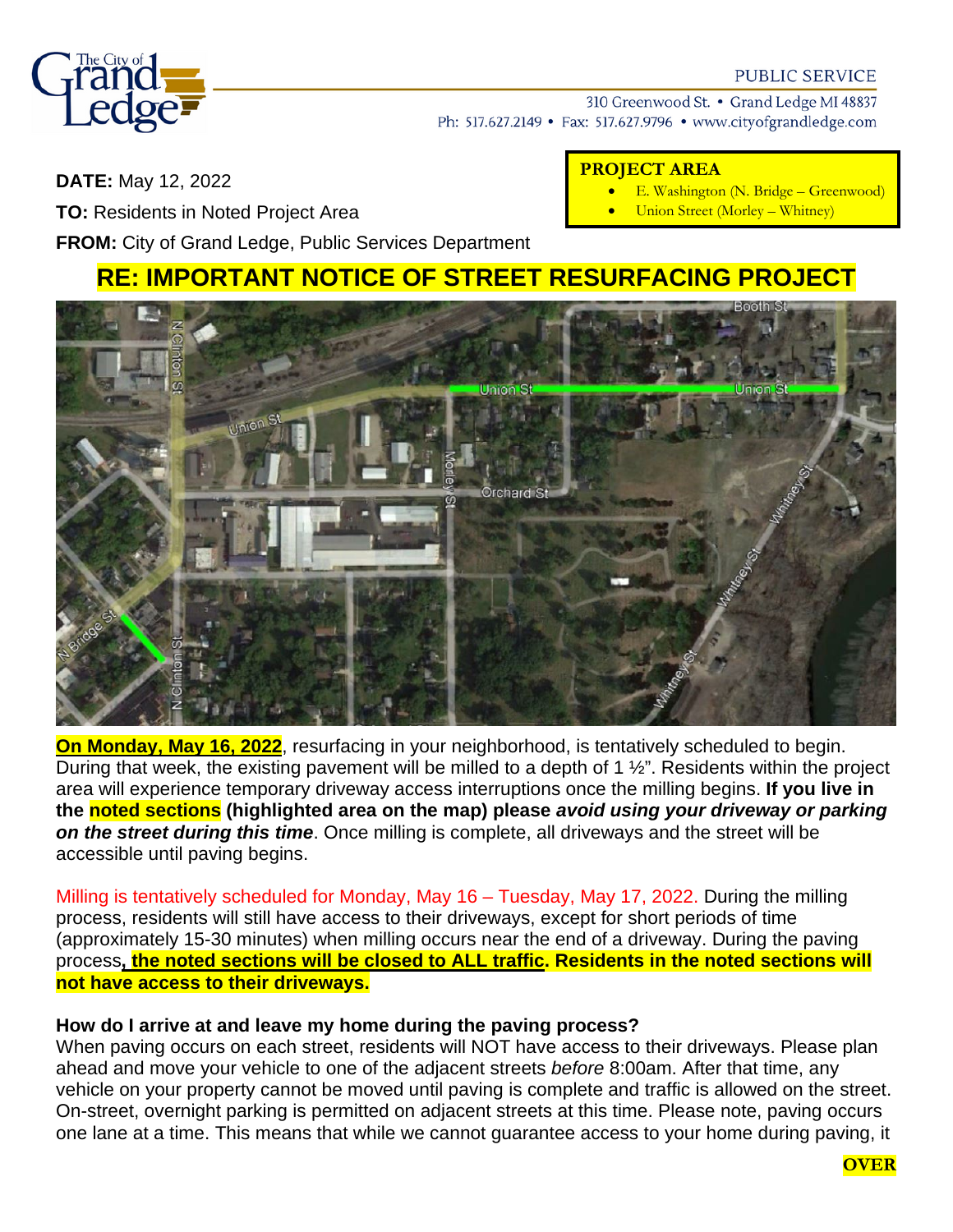The City of Grand Ledge

PUBLIC SERVICE

310 Greenwood St. • Grand Ledge MI 48837
Ph: 517.627.2149 • Fax: 517.627.9796 • www.cityofgrandledge.com

**DATE:** May 12, 2022

**TO:** Residents in Noted Project Area

**FROM:** City of Grand Ledge, Public Services Department

**PROJECT AREA**

- E. Washington (N. Bridge – Greenwood)
- Union Street (Morley – Whitney)

# RE: IMPORTANT NOTICE OF STREET RESURFACING PROJECT

**On Monday, May 16, 2022**, resurfacing in your neighborhood, is tentatively scheduled to begin. During that week, the existing pavement will be milled to a depth of 1 ½". Residents within the project area will experience temporary driveway access interruptions once the milling begins. **If you live in the noted sections (highlighted area on the map) please *avoid using your driveway or parking on the street during this time*.** Once milling is complete, all driveways and the street will be accessible until paving begins.

Milling is tentatively scheduled for Monday, May 16 – Tuesday, May 17, 2022. During the milling process, residents will still have access to their driveways, except for short periods of time (approximately 15-30 minutes) when milling occurs near the end of a driveway. During the paving process**, the noted sections will be closed to ALL traffic. Residents in the noted sections will not have access to their driveways.**

**How do I arrive at and leave my home during the paving process?**

When paving occurs on each street, residents will NOT have access to their driveways. Please plan ahead and move your vehicle to one of the adjacent streets *before* 8:00am. After that time, any vehicle on your property cannot be moved until paving is complete and traffic is allowed on the street. On-street, overnight parking is permitted on adjacent streets at this time. Please note, paving occurs one lane at a time. This means that while we cannot guarantee access to your home during paving, it

**OVER**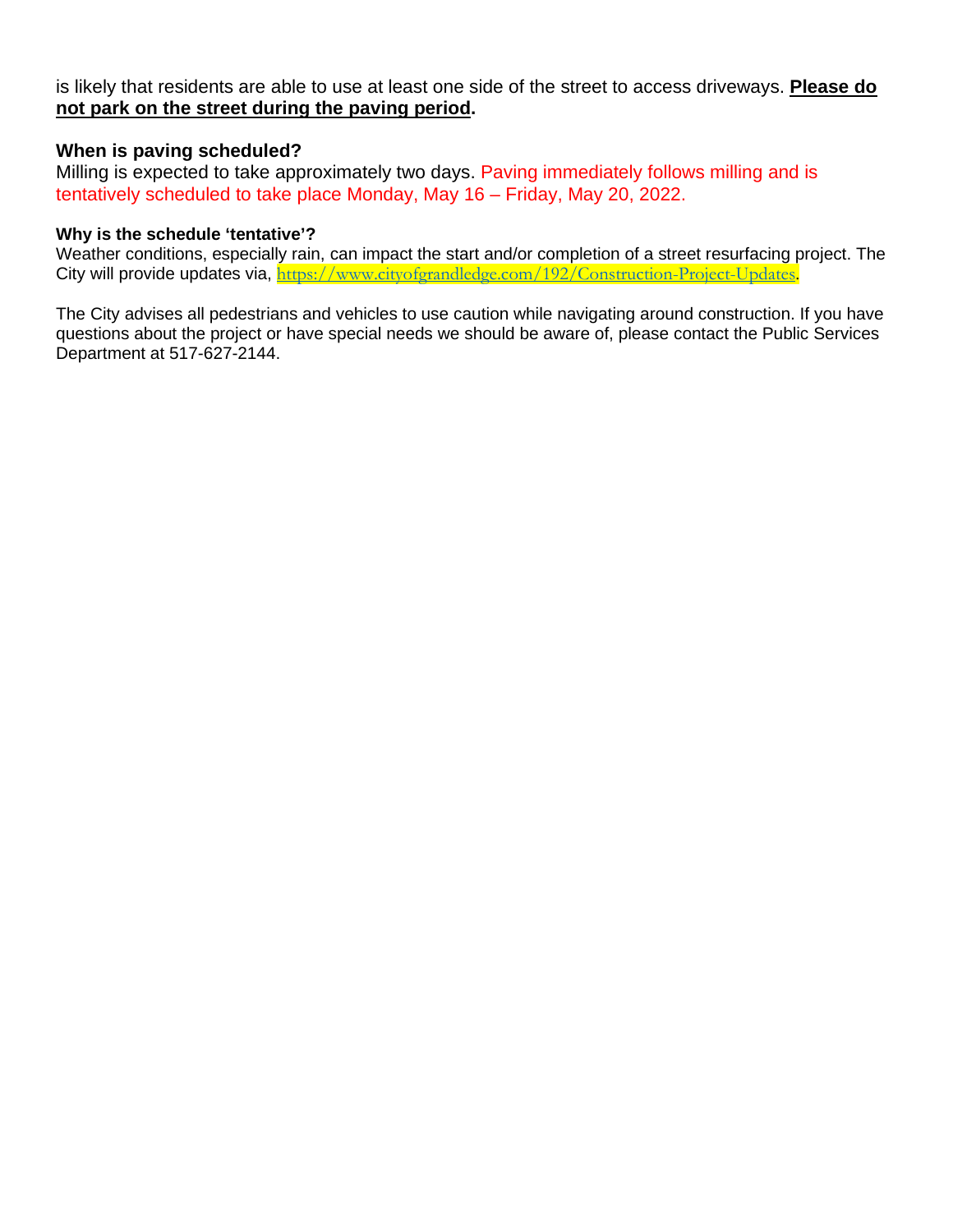is likely that residents are able to use at least one side of the street to access driveways. **Please do not park on the street during the paving period.**

### When is paving scheduled?

Milling is expected to take approximately two days. Paving immediately follows milling and is tentatively scheduled to take place Monday, May 16 – Friday, May 20, 2022.

#### Why is the schedule 'tentative'?

Weather conditions, especially rain, can impact the start and/or completion of a street resurfacing project. The City will provide updates via, https://www.cityofgrandledge.com/192/Construction-Project-Updates.

The City advises all pedestrians and vehicles to use caution while navigating around construction. If you have questions about the project or have special needs we should be aware of, please contact the Public Services Department at 517-627-2144.